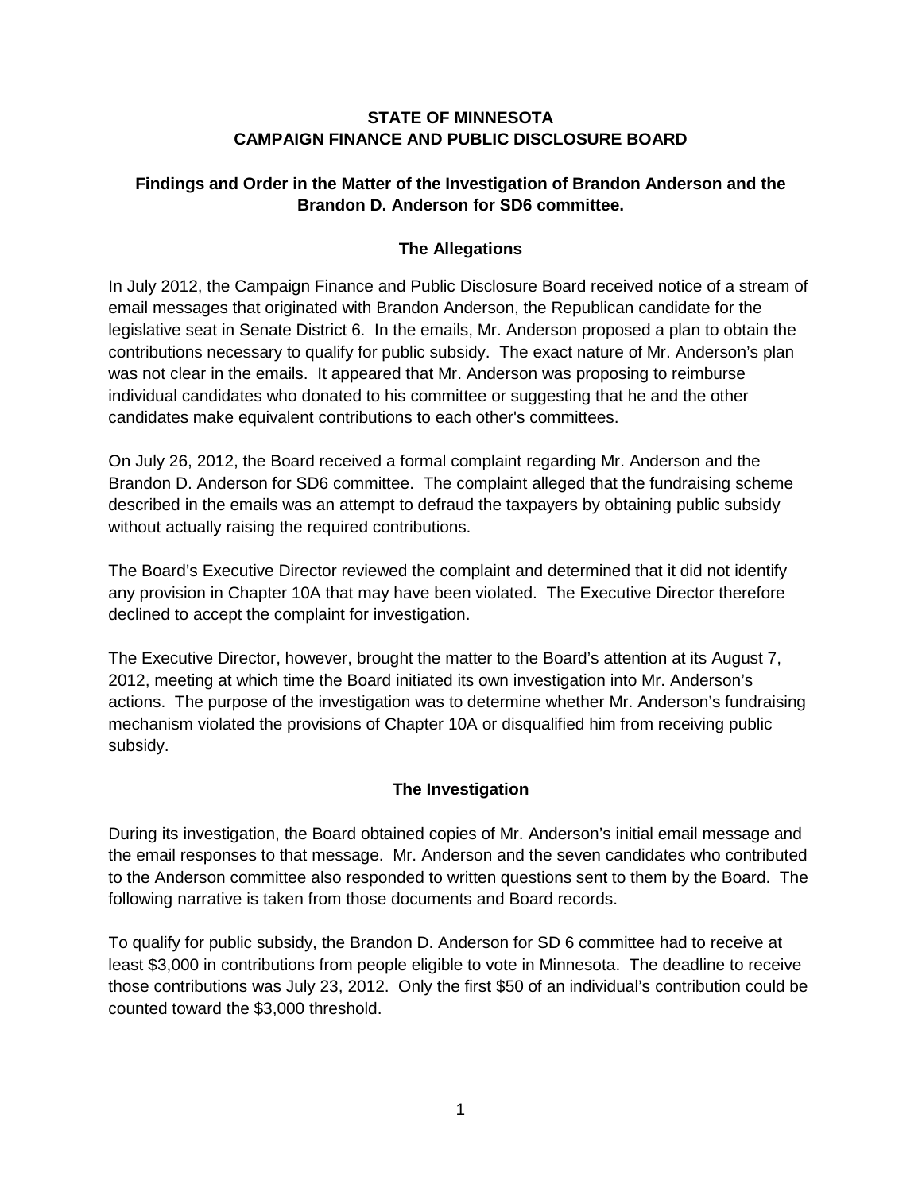# STATE OF MINNESOTA
# CAMPAIGN FINANCE AND PUBLIC DISCLOSURE BOARD

## Findings and Order in the Matter of the Investigation of Brandon Anderson and the Brandon D. Anderson for SD6 committee.

### The Allegations

In July 2012, the Campaign Finance and Public Disclosure Board received notice of a stream of email messages that originated with Brandon Anderson, the Republican candidate for the legislative seat in Senate District 6. In the emails, Mr. Anderson proposed a plan to obtain the contributions necessary to qualify for public subsidy. The exact nature of Mr. Anderson's plan was not clear in the emails. It appeared that Mr. Anderson was proposing to reimburse individual candidates who donated to his committee or suggesting that he and the other candidates make equivalent contributions to each other's committees.

On July 26, 2012, the Board received a formal complaint regarding Mr. Anderson and the Brandon D. Anderson for SD6 committee. The complaint alleged that the fundraising scheme described in the emails was an attempt to defraud the taxpayers by obtaining public subsidy without actually raising the required contributions.

The Board's Executive Director reviewed the complaint and determined that it did not identify any provision in Chapter 10A that may have been violated. The Executive Director therefore declined to accept the complaint for investigation.

The Executive Director, however, brought the matter to the Board's attention at its August 7, 2012, meeting at which time the Board initiated its own investigation into Mr. Anderson's actions. The purpose of the investigation was to determine whether Mr. Anderson's fundraising mechanism violated the provisions of Chapter 10A or disqualified him from receiving public subsidy.

### The Investigation

During its investigation, the Board obtained copies of Mr. Anderson's initial email message and the email responses to that message. Mr. Anderson and the seven candidates who contributed to the Anderson committee also responded to written questions sent to them by the Board. The following narrative is taken from those documents and Board records.

To qualify for public subsidy, the Brandon D. Anderson for SD 6 committee had to receive at least $3,000 in contributions from people eligible to vote in Minnesota. The deadline to receive those contributions was July 23, 2012. Only the first $50 of an individual's contribution could be counted toward the $3,000 threshold.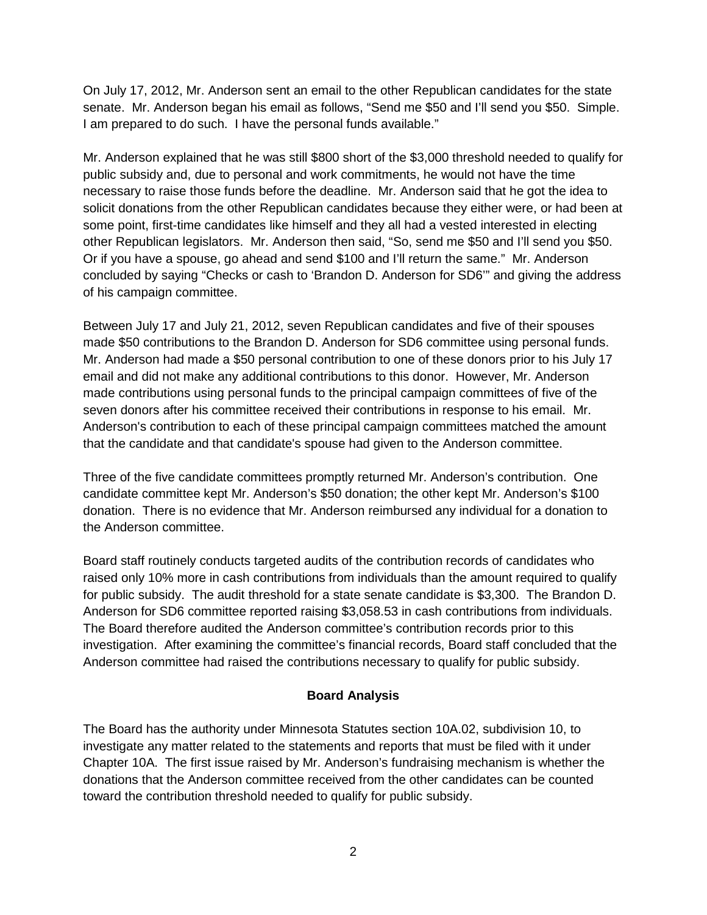On July 17, 2012, Mr. Anderson sent an email to the other Republican candidates for the state senate. Mr. Anderson began his email as follows, "Send me $50 and I'll send you $50. Simple. I am prepared to do such. I have the personal funds available."

Mr. Anderson explained that he was still $800 short of the $3,000 threshold needed to qualify for public subsidy and, due to personal and work commitments, he would not have the time necessary to raise those funds before the deadline. Mr. Anderson said that he got the idea to solicit donations from the other Republican candidates because they either were, or had been at some point, first-time candidates like himself and they all had a vested interested in electing other Republican legislators. Mr. Anderson then said, "So, send me $50 and I'll send you $50. Or if you have a spouse, go ahead and send $100 and I'll return the same." Mr. Anderson concluded by saying "Checks or cash to 'Brandon D. Anderson for SD6'" and giving the address of his campaign committee.

Between July 17 and July 21, 2012, seven Republican candidates and five of their spouses made $50 contributions to the Brandon D. Anderson for SD6 committee using personal funds. Mr. Anderson had made a $50 personal contribution to one of these donors prior to his July 17 email and did not make any additional contributions to this donor. However, Mr. Anderson made contributions using personal funds to the principal campaign committees of five of the seven donors after his committee received their contributions in response to his email. Mr. Anderson's contribution to each of these principal campaign committees matched the amount that the candidate and that candidate's spouse had given to the Anderson committee.

Three of the five candidate committees promptly returned Mr. Anderson's contribution. One candidate committee kept Mr. Anderson's $50 donation; the other kept Mr. Anderson's $100 donation. There is no evidence that Mr. Anderson reimbursed any individual for a donation to the Anderson committee.

Board staff routinely conducts targeted audits of the contribution records of candidates who raised only 10% more in cash contributions from individuals than the amount required to qualify for public subsidy. The audit threshold for a state senate candidate is $3,300. The Brandon D. Anderson for SD6 committee reported raising $3,058.53 in cash contributions from individuals. The Board therefore audited the Anderson committee's contribution records prior to this investigation. After examining the committee's financial records, Board staff concluded that the Anderson committee had raised the contributions necessary to qualify for public subsidy.

## Board Analysis

The Board has the authority under Minnesota Statutes section 10A.02, subdivision 10, to investigate any matter related to the statements and reports that must be filed with it under Chapter 10A. The first issue raised by Mr. Anderson's fundraising mechanism is whether the donations that the Anderson committee received from the other candidates can be counted toward the contribution threshold needed to qualify for public subsidy.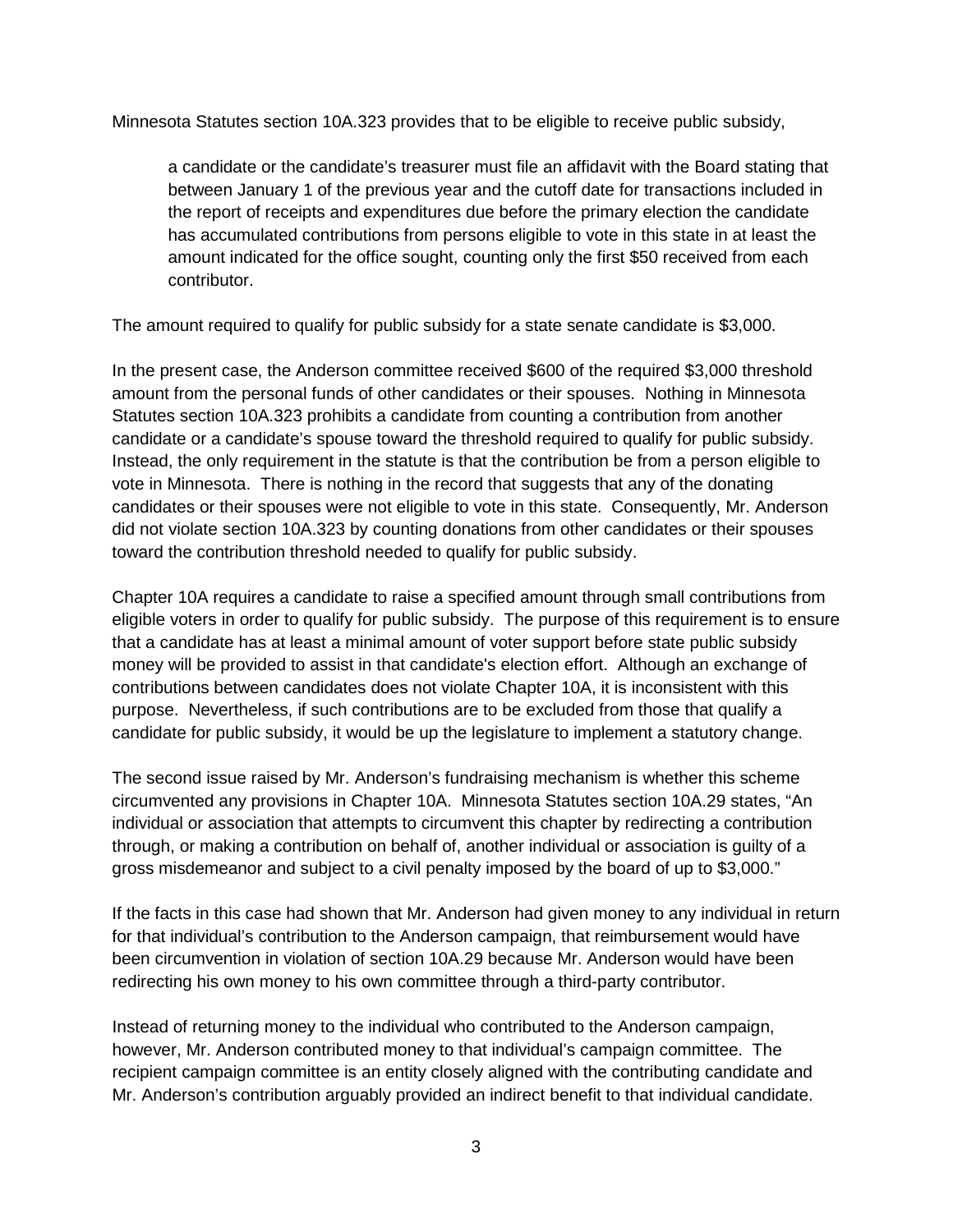Minnesota Statutes section 10A.323 provides that to be eligible to receive public subsidy,

> a candidate or the candidate's treasurer must file an affidavit with the Board stating that between January 1 of the previous year and the cutoff date for transactions included in the report of receipts and expenditures due before the primary election the candidate has accumulated contributions from persons eligible to vote in this state in at least the amount indicated for the office sought, counting only the first $50 received from each contributor.

The amount required to qualify for public subsidy for a state senate candidate is $3,000.

In the present case, the Anderson committee received $600 of the required $3,000 threshold amount from the personal funds of other candidates or their spouses. Nothing in Minnesota Statutes section 10A.323 prohibits a candidate from counting a contribution from another candidate or a candidate's spouse toward the threshold required to qualify for public subsidy. Instead, the only requirement in the statute is that the contribution be from a person eligible to vote in Minnesota. There is nothing in the record that suggests that any of the donating candidates or their spouses were not eligible to vote in this state. Consequently, Mr. Anderson did not violate section 10A.323 by counting donations from other candidates or their spouses toward the contribution threshold needed to qualify for public subsidy.

Chapter 10A requires a candidate to raise a specified amount through small contributions from eligible voters in order to qualify for public subsidy. The purpose of this requirement is to ensure that a candidate has at least a minimal amount of voter support before state public subsidy money will be provided to assist in that candidate's election effort. Although an exchange of contributions between candidates does not violate Chapter 10A, it is inconsistent with this purpose. Nevertheless, if such contributions are to be excluded from those that qualify a candidate for public subsidy, it would be up the legislature to implement a statutory change.

The second issue raised by Mr. Anderson's fundraising mechanism is whether this scheme circumvented any provisions in Chapter 10A. Minnesota Statutes section 10A.29 states, "An individual or association that attempts to circumvent this chapter by redirecting a contribution through, or making a contribution on behalf of, another individual or association is guilty of a gross misdemeanor and subject to a civil penalty imposed by the board of up to $3,000."

If the facts in this case had shown that Mr. Anderson had given money to any individual in return for that individual's contribution to the Anderson campaign, that reimbursement would have been circumvention in violation of section 10A.29 because Mr. Anderson would have been redirecting his own money to his own committee through a third-party contributor.

Instead of returning money to the individual who contributed to the Anderson campaign, however, Mr. Anderson contributed money to that individual's campaign committee. The recipient campaign committee is an entity closely aligned with the contributing candidate and Mr. Anderson's contribution arguably provided an indirect benefit to that individual candidate.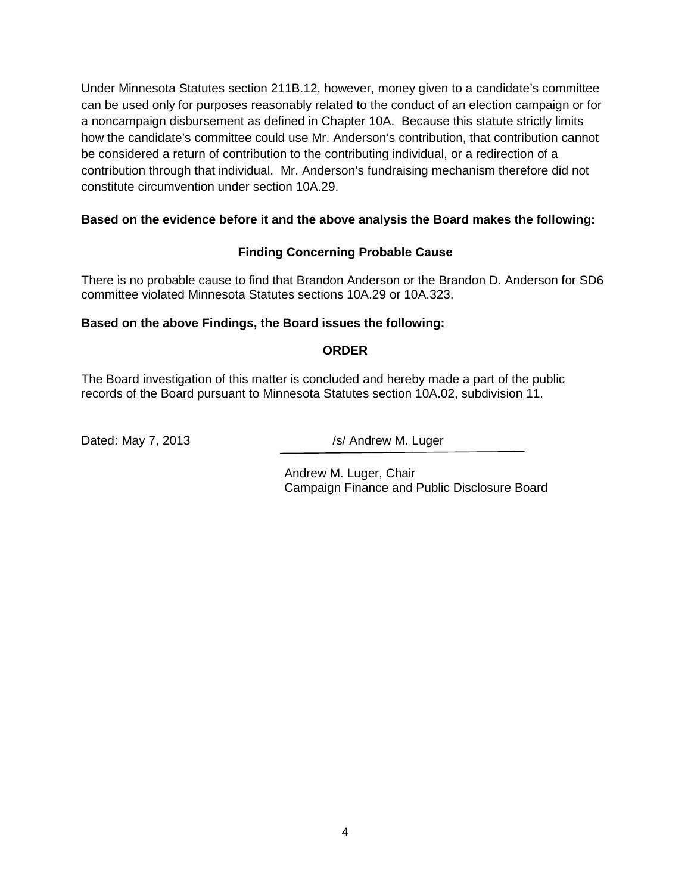Under Minnesota Statutes section 211B.12, however, money given to a candidate's committee can be used only for purposes reasonably related to the conduct of an election campaign or for a noncampaign disbursement as defined in Chapter 10A. Because this statute strictly limits how the candidate's committee could use Mr. Anderson's contribution, that contribution cannot be considered a return of contribution to the contributing individual, or a redirection of a contribution through that individual. Mr. Anderson's fundraising mechanism therefore did not constitute circumvention under section 10A.29.

**Based on the evidence before it and the above analysis the Board makes the following:**

### Finding Concerning Probable Cause

There is no probable cause to find that Brandon Anderson or the Brandon D. Anderson for SD6 committee violated Minnesota Statutes sections 10A.29 or 10A.323.

**Based on the above Findings, the Board issues the following:**

### ORDER

The Board investigation of this matter is concluded and hereby made a part of the public records of the Board pursuant to Minnesota Statutes section 10A.02, subdivision 11.

Dated: May 7, 2013

/s/ Andrew M. Luger

Andrew M. Luger, Chair
Campaign Finance and Public Disclosure Board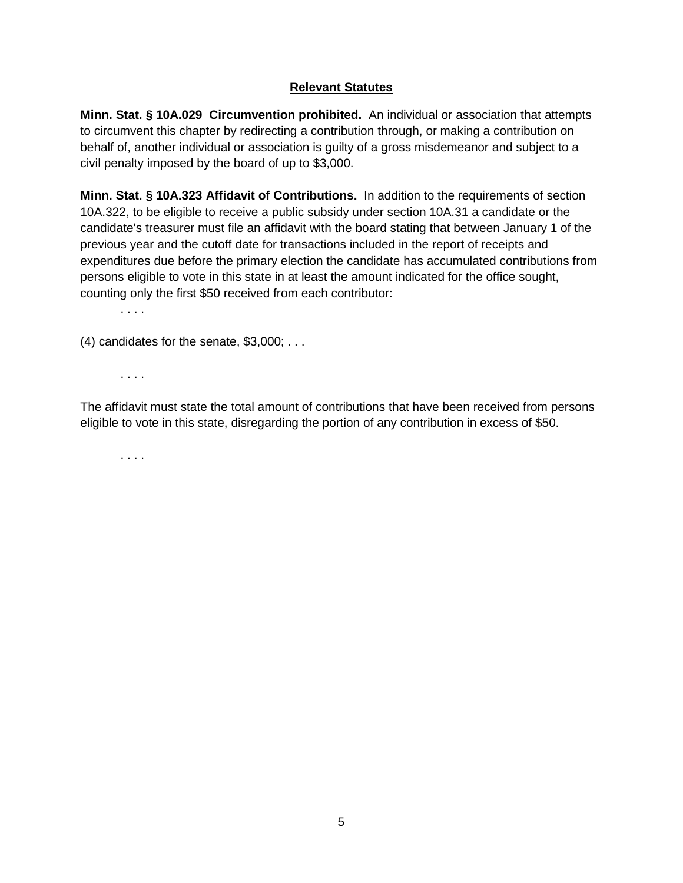## Relevant Statutes

**Minn. Stat. § 10A.029 Circumvention prohibited.** An individual or association that attempts to circumvent this chapter by redirecting a contribution through, or making a contribution on behalf of, another individual or association is guilty of a gross misdemeanor and subject to a civil penalty imposed by the board of up to $3,000.

**Minn. Stat. § 10A.323 Affidavit of Contributions.** In addition to the requirements of section 10A.322, to be eligible to receive a public subsidy under section 10A.31 a candidate or the candidate's treasurer must file an affidavit with the board stating that between January 1 of the previous year and the cutoff date for transactions included in the report of receipts and expenditures due before the primary election the candidate has accumulated contributions from persons eligible to vote in this state in at least the amount indicated for the office sought, counting only the first $50 received from each contributor:

. . . .

(4) candidates for the senate, $3,000; . . .

. . . .

The affidavit must state the total amount of contributions that have been received from persons eligible to vote in this state, disregarding the portion of any contribution in excess of $50.

. . . .